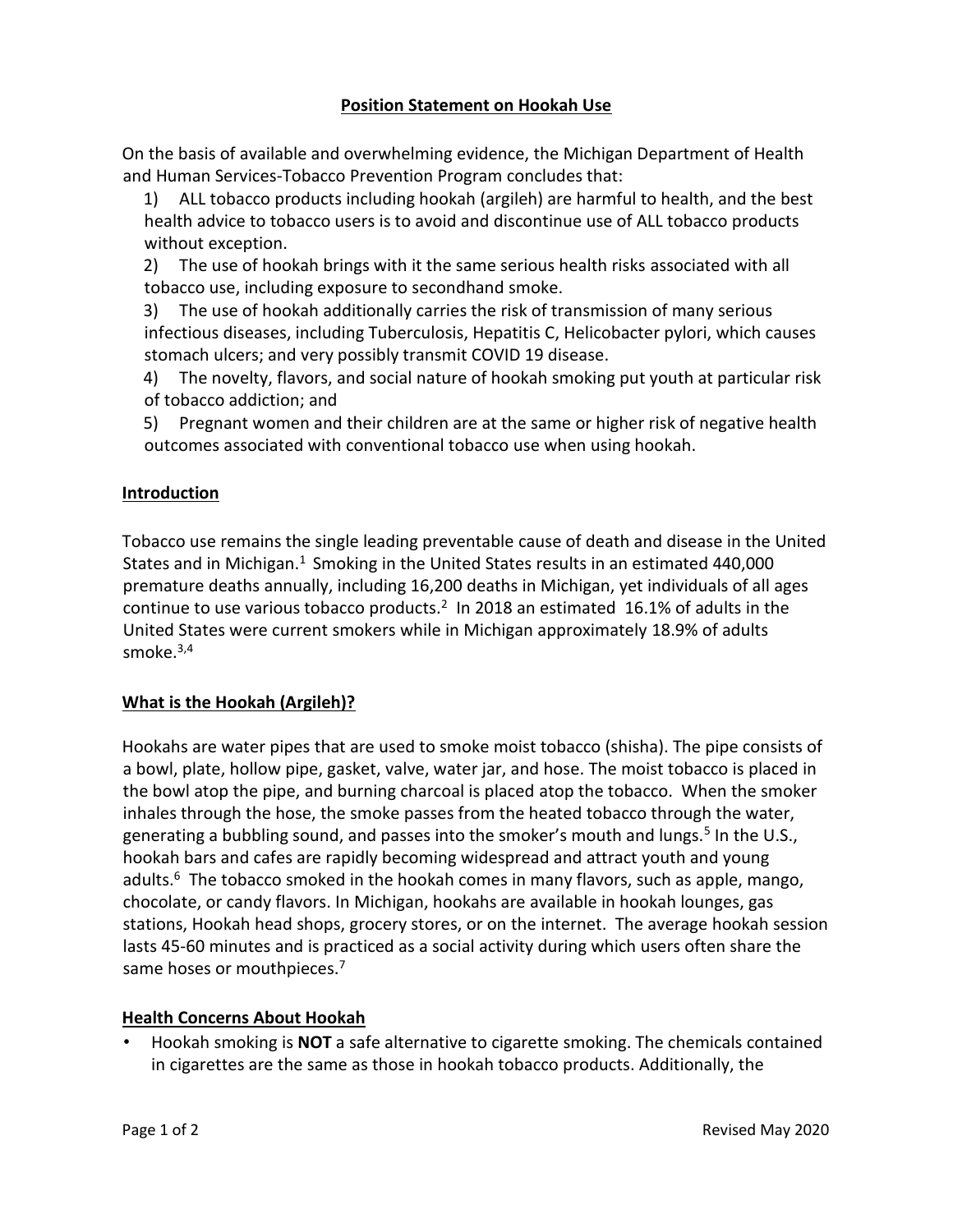# Position Statement on Hookah Use

On the basis of available and overwhelming evidence, the Michigan Department of Health and Human Services-Tobacco Prevention Program concludes that:

1) ALL tobacco products including hookah (argileh) are harmful to health, and the best health advice to tobacco users is to avoid and discontinue use of ALL tobacco products without exception.
2) The use of hookah brings with it the same serious health risks associated with all tobacco use, including exposure to secondhand smoke.
3) The use of hookah additionally carries the risk of transmission of many serious infectious diseases, including Tuberculosis, Hepatitis C, Helicobacter pylori, which causes stomach ulcers; and very possibly transmit COVID 19 disease.
4) The novelty, flavors, and social nature of hookah smoking put youth at particular risk of tobacco addiction; and
5) Pregnant women and their children are at the same or higher risk of negative health outcomes associated with conventional tobacco use when using hookah.

## Introduction

Tobacco use remains the single leading preventable cause of death and disease in the United States and in Michigan.[1] Smoking in the United States results in an estimated 440,000 premature deaths annually, including 16,200 deaths in Michigan, yet individuals of all ages continue to use various tobacco products.[2] In 2018 an estimated 16.1% of adults in the United States were current smokers while in Michigan approximately 18.9% of adults smoke.[3,4]

## What is the Hookah (Argileh)?

Hookahs are water pipes that are used to smoke moist tobacco (shisha). The pipe consists of a bowl, plate, hollow pipe, gasket, valve, water jar, and hose. The moist tobacco is placed in the bowl atop the pipe, and burning charcoal is placed atop the tobacco. When the smoker inhales through the hose, the smoke passes from the heated tobacco through the water, generating a bubbling sound, and passes into the smoker's mouth and lungs.[5] In the U.S., hookah bars and cafes are rapidly becoming widespread and attract youth and young adults.[6] The tobacco smoked in the hookah comes in many flavors, such as apple, mango, chocolate, or candy flavors. In Michigan, hookahs are available in hookah lounges, gas stations, Hookah head shops, grocery stores, or on the internet. The average hookah session lasts 45-60 minutes and is practiced as a social activity during which users often share the same hoses or mouthpieces.[7]

## Health Concerns About Hookah

- Hookah smoking is **NOT** a safe alternative to cigarette smoking. The chemicals contained in cigarettes are the same as those in hookah tobacco products. Additionally, the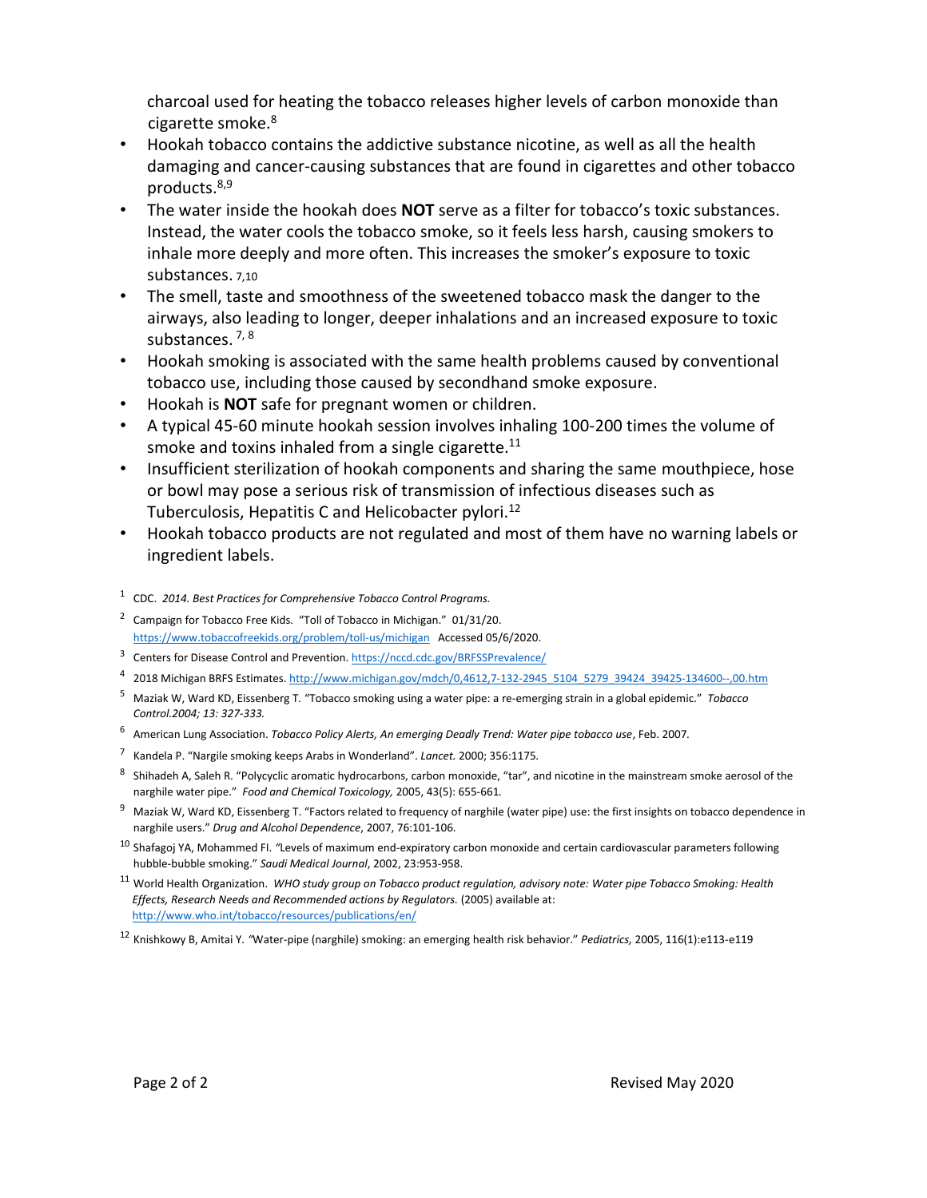charcoal used for heating the tobacco releases higher levels of carbon monoxide than cigarette smoke.[8]

- Hookah tobacco contains the addictive substance nicotine, as well as all the health damaging and cancer-causing substances that are found in cigarettes and other tobacco products.[8,9]
- The water inside the hookah does **NOT** serve as a filter for tobacco's toxic substances. Instead, the water cools the tobacco smoke, so it feels less harsh, causing smokers to inhale more deeply and more often. This increases the smoker's exposure to toxic substances. [7,10]
- The smell, taste and smoothness of the sweetened tobacco mask the danger to the airways, also leading to longer, deeper inhalations and an increased exposure to toxic substances. [7, 8]
- Hookah smoking is associated with the same health problems caused by conventional tobacco use, including those caused by secondhand smoke exposure.
- Hookah is **NOT** safe for pregnant women or children.
- A typical 45-60 minute hookah session involves inhaling 100-200 times the volume of smoke and toxins inhaled from a single cigarette.[11]
- Insufficient sterilization of hookah components and sharing the same mouthpiece, hose or bowl may pose a serious risk of transmission of infectious diseases such as Tuberculosis, Hepatitis C and Helicobacter pylori.[12]
- Hookah tobacco products are not regulated and most of them have no warning labels or ingredient labels.

[1] CDC. *2014. Best Practices for Comprehensive Tobacco Control Programs.*

[2] Campaign for Tobacco Free Kids. "Toll of Tobacco in Michigan." 01/31/20. https://www.tobaccofreekids.org/problem/toll-us/michigan Accessed 05/6/2020.

[3] Centers for Disease Control and Prevention. https://nccd.cdc.gov/BRFSSPrevalence/

[4] 2018 Michigan BRFS Estimates. http://www.michigan.gov/mdch/0,4612,7-132-2945_5104_5279_39424_39425-134600--,00.htm

[5] Maziak W, Ward KD, Eissenberg T. "Tobacco smoking using a water pipe: a re-emerging strain in a global epidemic." *Tobacco Control.2004; 13: 327-333.*

[6] American Lung Association. *Tobacco Policy Alerts, An emerging Deadly Trend: Water pipe tobacco use*, Feb. 2007.

[7] Kandela P. "Nargile smoking keeps Arabs in Wonderland". *Lancet.* 2000; 356:1175.

[8] Shihadeh A, Saleh R. "Polycyclic aromatic hydrocarbons, carbon monoxide, "tar", and nicotine in the mainstream smoke aerosol of the narghile water pipe." *Food and Chemical Toxicology,* 2005, 43(5): 655-661.

[9] Maziak W, Ward KD, Eissenberg T. "Factors related to frequency of narghile (water pipe) use: the first insights on tobacco dependence in narghile users." *Drug and Alcohol Dependence*, 2007, 76:101-106.

[10] Shafagoj YA, Mohammed FI. "Levels of maximum end-expiratory carbon monoxide and certain cardiovascular parameters following hubble-bubble smoking." *Saudi Medical Journal*, 2002, 23:953-958.

[11] World Health Organization. *WHO study group on Tobacco product regulation, advisory note: Water pipe Tobacco Smoking: Health Effects, Research Needs and Recommended actions by Regulators.* (2005) available at: http://www.who.int/tobacco/resources/publications/en/

[12] Knishkowy B, Amitai Y. "Water-pipe (narghile) smoking: an emerging health risk behavior." *Pediatrics,* 2005, 116(1):e113-e119

Revised May 2020